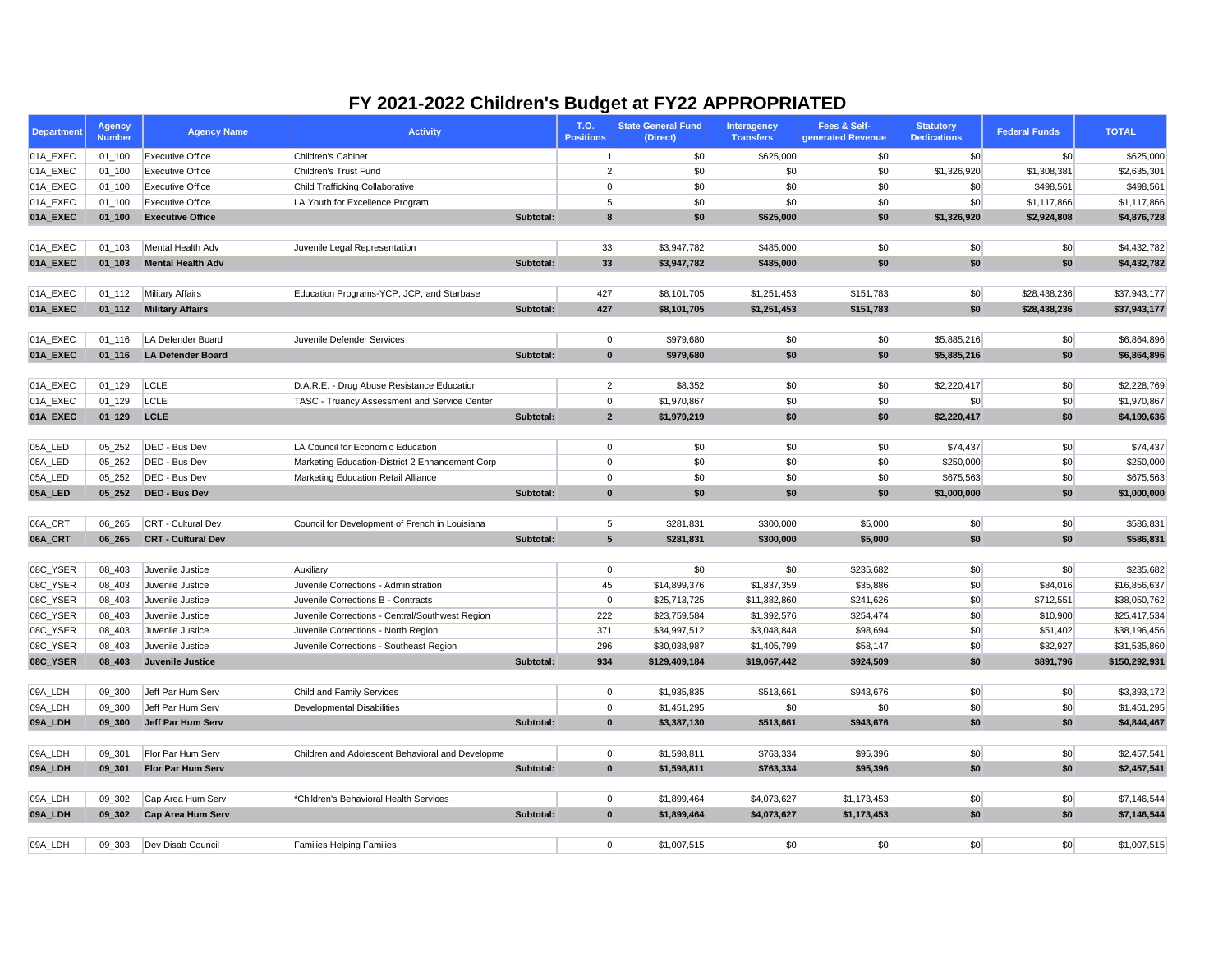# FY 2021-2022 Children's Budget at FY22 APPROPRIATED

| Department | Agency Number | Agency Name | Activity | T.O. Positions | State General Fund (Direct) | Interagency Transfers | Fees & Self-generated Revenue | Statutory Dedications | Federal Funds | TOTAL |
|---|---|---|---|---|---|---|---|---|---|---|
| 01A_EXEC | 01_100 | Executive Office | Children's Cabinet | 1 | $0 | $625,000 | $0 | $0 | $0 | $625,000 |
| 01A_EXEC | 01_100 | Executive Office | Children's Trust Fund | 2 | $0 | $0 | $0 | $1,326,920 | $1,308,381 | $2,635,301 |
| 01A_EXEC | 01_100 | Executive Office | Child Trafficking Collaborative | 0 | $0 | $0 | $0 | $0 | $498,561 | $498,561 |
| 01A_EXEC | 01_100 | Executive Office | LA Youth for Excellence Program | 5 | $0 | $0 | $0 | $0 | $1,117,866 | $1,117,866 |
| **01A_EXEC** | **01_100** | **Executive Office** | **Subtotal:** | **8** | **$0** | **$625,000** | **$0** | **$1,326,920** | **$2,924,808** | **$4,876,728** |
| | | | | | | | | | | |
| 01A_EXEC | 01_103 | Mental Health Adv | Juvenile Legal Representation | 33 | $3,947,782 | $485,000 | $0 | $0 | $0 | $4,432,782 |
| **01A_EXEC** | **01_103** | **Mental Health Adv** | **Subtotal:** | **33** | **$3,947,782** | **$485,000** | **$0** | **$0** | **$0** | **$4,432,782** |
| | | | | | | | | | | |
| 01A_EXEC | 01_112 | Military Affairs | Education Programs-YCP, JCP, and Starbase | 427 | $8,101,705 | $1,251,453 | $151,783 | $0 | $28,438,236 | $37,943,177 |
| **01A_EXEC** | **01_112** | **Military Affairs** | **Subtotal:** | **427** | **$8,101,705** | **$1,251,453** | **$151,783** | **$0** | **$28,438,236** | **$37,943,177** |
| | | | | | | | | | | |
| 01A_EXEC | 01_116 | LA Defender Board | Juvenile Defender Services | 0 | $979,680 | $0 | $0 | $5,885,216 | $0 | $6,864,896 |
| **01A_EXEC** | **01_116** | **LA Defender Board** | **Subtotal:** | **0** | **$979,680** | **$0** | **$0** | **$5,885,216** | **$0** | **$6,864,896** |
| | | | | | | | | | | |
| 01A_EXEC | 01_129 | LCLE | D.A.R.E. - Drug Abuse Resistance Education | 2 | $8,352 | $0 | $0 | $2,220,417 | $0 | $2,228,769 |
| 01A_EXEC | 01_129 | LCLE | TASC - Truancy Assessment and Service Center | 0 | $1,970,867 | $0 | $0 | $0 | $0 | $1,970,867 |
| **01A_EXEC** | **01_129** | **LCLE** | **Subtotal:** | **2** | **$1,979,219** | **$0** | **$0** | **$2,220,417** | **$0** | **$4,199,636** |
| | | | | | | | | | | |
| 05A_LED | 05_252 | DED - Bus Dev | LA Council for Economic Education | 0 | $0 | $0 | $0 | $74,437 | $0 | $74,437 |
| 05A_LED | 05_252 | DED - Bus Dev | Marketing Education-District 2 Enhancement Corp | 0 | $0 | $0 | $0 | $250,000 | $0 | $250,000 |
| 05A_LED | 05_252 | DED - Bus Dev | Marketing Education Retail Alliance | 0 | $0 | $0 | $0 | $675,563 | $0 | $675,563 |
| **05A_LED** | **05_252** | **DED - Bus Dev** | **Subtotal:** | **0** | **$0** | **$0** | **$0** | **$1,000,000** | **$0** | **$1,000,000** |
| | | | | | | | | | | |
| 06A_CRT | 06_265 | CRT - Cultural Dev | Council for Development of French in Louisiana | 5 | $281,831 | $300,000 | $5,000 | $0 | $0 | $586,831 |
| **06A_CRT** | **06_265** | **CRT - Cultural Dev** | **Subtotal:** | **5** | **$281,831** | **$300,000** | **$5,000** | **$0** | **$0** | **$586,831** |
| | | | | | | | | | | |
| 08C_YSER | 08_403 | Juvenile Justice | Auxiliary | 0 | $0 | $0 | $235,682 | $0 | $0 | $235,682 |
| 08C_YSER | 08_403 | Juvenile Justice | Juvenile Corrections - Administration | 45 | $14,899,376 | $1,837,359 | $35,886 | $0 | $84,016 | $16,856,637 |
| 08C_YSER | 08_403 | Juvenile Justice | Juvenile Corrections B - Contracts | 0 | $25,713,725 | $11,382,860 | $241,626 | $0 | $712,551 | $38,050,762 |
| 08C_YSER | 08_403 | Juvenile Justice | Juvenile Corrections - Central/Southwest Region | 222 | $23,759,584 | $1,392,576 | $254,474 | $0 | $10,900 | $25,417,534 |
| 08C_YSER | 08_403 | Juvenile Justice | Juvenile Corrections - North Region | 371 | $34,997,512 | $3,048,848 | $98,694 | $0 | $51,402 | $38,196,456 |
| 08C_YSER | 08_403 | Juvenile Justice | Juvenile Corrections - Southeast Region | 296 | $30,038,987 | $1,405,799 | $58,147 | $0 | $32,927 | $31,535,860 |
| **08C_YSER** | **08_403** | **Juvenile Justice** | **Subtotal:** | **934** | **$129,409,184** | **$19,067,442** | **$924,509** | **$0** | **$891,796** | **$150,292,931** |
| | | | | | | | | | | |
| 09A_LDH | 09_300 | Jeff Par Hum Serv | Child and Family Services | 0 | $1,935,835 | $513,661 | $943,676 | $0 | $0 | $3,393,172 |
| 09A_LDH | 09_300 | Jeff Par Hum Serv | Developmental Disabilities | 0 | $1,451,295 | $0 | $0 | $0 | $0 | $1,451,295 |
| **09A_LDH** | **09_300** | **Jeff Par Hum Serv** | **Subtotal:** | **0** | **$3,387,130** | **$513,661** | **$943,676** | **$0** | **$0** | **$4,844,467** |
| | | | | | | | | | | |
| 09A_LDH | 09_301 | Flor Par Hum Serv | Children and Adolescent Behavioral and Developme | 0 | $1,598,811 | $763,334 | $95,396 | $0 | $0 | $2,457,541 |
| **09A_LDH** | **09_301** | **Flor Par Hum Serv** | **Subtotal:** | **0** | **$1,598,811** | **$763,334** | **$95,396** | **$0** | **$0** | **$2,457,541** |
| | | | | | | | | | | |
| 09A_LDH | 09_302 | Cap Area Hum Serv | *Children's Behavioral Health Services | 0 | $1,899,464 | $4,073,627 | $1,173,453 | $0 | $0 | $7,146,544 |
| **09A_LDH** | **09_302** | **Cap Area Hum Serv** | **Subtotal:** | **0** | **$1,899,464** | **$4,073,627** | **$1,173,453** | **$0** | **$0** | **$7,146,544** |
| | | | | | | | | | | |
| 09A_LDH | 09_303 | Dev Disab Council | Families Helping Families | 0 | $1,007,515 | $0 | $0 | $0 | $0 | $1,007,515 |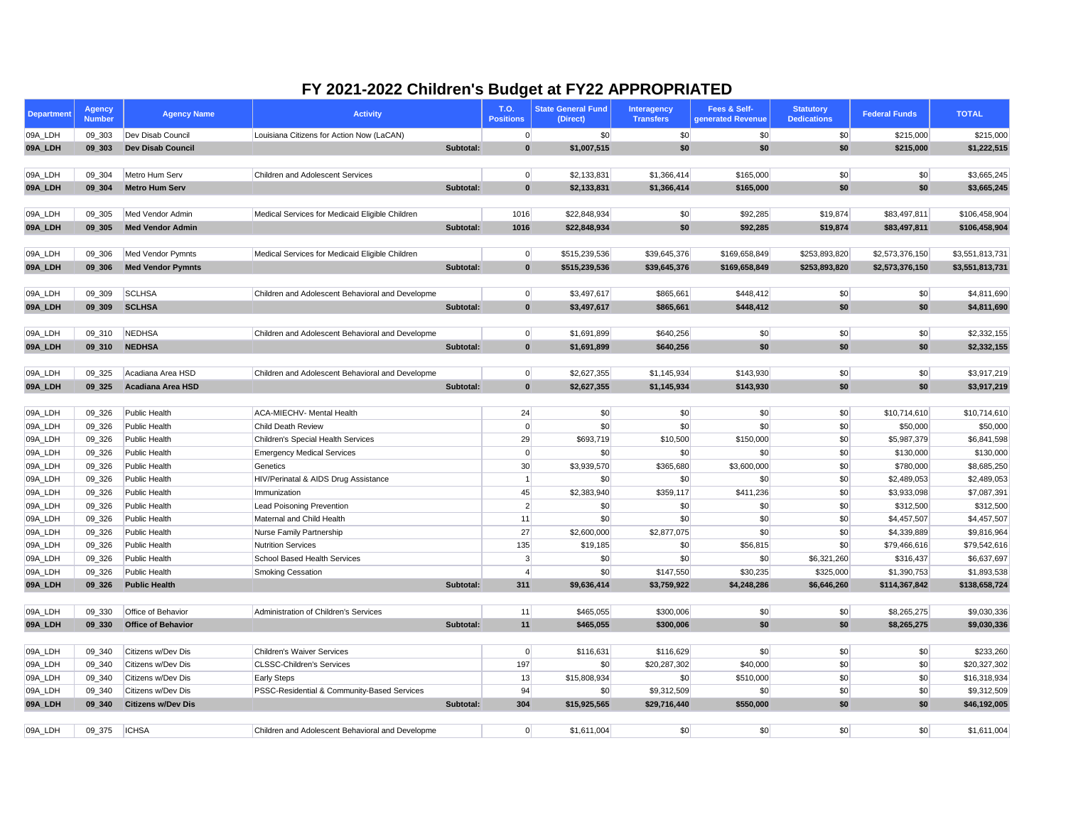# FY 2021-2022 Children's Budget at FY22 APPROPRIATED

| Department | Agency Number | Agency Name | Activity | T.O. Positions | State General Fund (Direct) | Interagency Transfers | Fees & Self-generated Revenue | Statutory Dedications | Federal Funds | TOTAL |
|---|---|---|---|---|---|---|---|---|---|---|
| 09A_LDH | 09_303 | Dev Disab Council | Louisiana Citizens for Action Now (LaCAN) | 0 | $0 | $0 | $0 | $0 | $215,000 | $215,000 |
| **09A_LDH** | **09_303** | **Dev Disab Council** | **Subtotal:** | **0** | **$1,007,515** | **$0** | **$0** | **$0** | **$215,000** | **$1,222,515** |
| | | | | | | | | | | |
| 09A_LDH | 09_304 | Metro Hum Serv | Children and Adolescent Services | 0 | $2,133,831 | $1,366,414 | $165,000 | $0 | $0 | $3,665,245 |
| **09A_LDH** | **09_304** | **Metro Hum Serv** | **Subtotal:** | **0** | **$2,133,831** | **$1,366,414** | **$165,000** | **$0** | **$0** | **$3,665,245** |
| | | | | | | | | | | |
| 09A_LDH | 09_305 | Med Vendor Admin | Medical Services for Medicaid Eligible Children | 1016 | $22,848,934 | $0 | $92,285 | $19,874 | $83,497,811 | $106,458,904 |
| **09A_LDH** | **09_305** | **Med Vendor Admin** | **Subtotal:** | **1016** | **$22,848,934** | **$0** | **$92,285** | **$19,874** | **$83,497,811** | **$106,458,904** |
| | | | | | | | | | | |
| 09A_LDH | 09_306 | Med Vendor Pymnts | Medical Services for Medicaid Eligible Children | 0 | $515,239,536 | $39,645,376 | $169,658,849 | $253,893,820 | $2,573,376,150 | $3,551,813,731 |
| **09A_LDH** | **09_306** | **Med Vendor Pymnts** | **Subtotal:** | **0** | **$515,239,536** | **$39,645,376** | **$169,658,849** | **$253,893,820** | **$2,573,376,150** | **$3,551,813,731** |
| | | | | | | | | | | |
| 09A_LDH | 09_309 | SCLHSA | Children and Adolescent Behavioral and Developme | 0 | $3,497,617 | $865,661 | $448,412 | $0 | $0 | $4,811,690 |
| **09A_LDH** | **09_309** | **SCLHSA** | **Subtotal:** | **0** | **$3,497,617** | **$865,661** | **$448,412** | **$0** | **$0** | **$4,811,690** |
| | | | | | | | | | | |
| 09A_LDH | 09_310 | NEDHSA | Children and Adolescent Behavioral and Developme | 0 | $1,691,899 | $640,256 | $0 | $0 | $0 | $2,332,155 |
| **09A_LDH** | **09_310** | **NEDHSA** | **Subtotal:** | **0** | **$1,691,899** | **$640,256** | **$0** | **$0** | **$0** | **$2,332,155** |
| | | | | | | | | | | |
| 09A_LDH | 09_325 | Acadiana Area HSD | Children and Adolescent Behavioral and Developme | 0 | $2,627,355 | $1,145,934 | $143,930 | $0 | $0 | $3,917,219 |
| **09A_LDH** | **09_325** | **Acadiana Area HSD** | **Subtotal:** | **0** | **$2,627,355** | **$1,145,934** | **$143,930** | **$0** | **$0** | **$3,917,219** |
| | | | | | | | | | | |
| 09A_LDH | 09_326 | Public Health | ACA-MIECHV- Mental Health | 24 | $0 | $0 | $0 | $0 | $10,714,610 | $10,714,610 |
| 09A_LDH | 09_326 | Public Health | Child Death Review | 0 | $0 | $0 | $0 | $0 | $50,000 | $50,000 |
| 09A_LDH | 09_326 | Public Health | Children's Special Health Services | 29 | $693,719 | $10,500 | $150,000 | $0 | $5,987,379 | $6,841,598 |
| 09A_LDH | 09_326 | Public Health | Emergency Medical Services | 0 | $0 | $0 | $0 | $0 | $130,000 | $130,000 |
| 09A_LDH | 09_326 | Public Health | Genetics | 30 | $3,939,570 | $365,680 | $3,600,000 | $0 | $780,000 | $8,685,250 |
| 09A_LDH | 09_326 | Public Health | HIV/Perinatal & AIDS Drug Assistance | 1 | $0 | $0 | $0 | $0 | $2,489,053 | $2,489,053 |
| 09A_LDH | 09_326 | Public Health | Immunization | 45 | $2,383,940 | $359,117 | $411,236 | $0 | $3,933,098 | $7,087,391 |
| 09A_LDH | 09_326 | Public Health | Lead Poisoning Prevention | 2 | $0 | $0 | $0 | $0 | $312,500 | $312,500 |
| 09A_LDH | 09_326 | Public Health | Maternal and Child Health | 11 | $0 | $0 | $0 | $0 | $4,457,507 | $4,457,507 |
| 09A_LDH | 09_326 | Public Health | Nurse Family Partnership | 27 | $2,600,000 | $2,877,075 | $0 | $0 | $4,339,889 | $9,816,964 |
| 09A_LDH | 09_326 | Public Health | Nutrition Services | 135 | $19,185 | $0 | $56,815 | $0 | $79,466,616 | $79,542,616 |
| 09A_LDH | 09_326 | Public Health | School Based Health Services | 3 | $0 | $0 | $0 | $6,321,260 | $316,437 | $6,637,697 |
| 09A_LDH | 09_326 | Public Health | Smoking Cessation | 4 | $0 | $147,550 | $30,235 | $325,000 | $1,390,753 | $1,893,538 |
| **09A_LDH** | **09_326** | **Public Health** | **Subtotal:** | **311** | **$9,636,414** | **$3,759,922** | **$4,248,286** | **$6,646,260** | **$114,367,842** | **$138,658,724** |
| | | | | | | | | | | |
| 09A_LDH | 09_330 | Office of Behavior | Administration of Children's Services | 11 | $465,055 | $300,006 | $0 | $0 | $8,265,275 | $9,030,336 |
| **09A_LDH** | **09_330** | **Office of Behavior** | **Subtotal:** | **11** | **$465,055** | **$300,006** | **$0** | **$0** | **$8,265,275** | **$9,030,336** |
| | | | | | | | | | | |
| 09A_LDH | 09_340 | Citizens w/Dev Dis | Children's Waiver Services | 0 | $116,631 | $116,629 | $0 | $0 | $0 | $233,260 |
| 09A_LDH | 09_340 | Citizens w/Dev Dis | CLSSC-Children's Services | 197 | $0 | $20,287,302 | $40,000 | $0 | $0 | $20,327,302 |
| 09A_LDH | 09_340 | Citizens w/Dev Dis | Early Steps | 13 | $15,808,934 | $0 | $510,000 | $0 | $0 | $16,318,934 |
| 09A_LDH | 09_340 | Citizens w/Dev Dis | PSSC-Residential & Community-Based Services | 94 | $0 | $9,312,509 | $0 | $0 | $0 | $9,312,509 |
| **09A_LDH** | **09_340** | **Citizens w/Dev Dis** | **Subtotal:** | **304** | **$15,925,565** | **$29,716,440** | **$550,000** | **$0** | **$0** | **$46,192,005** |
| | | | | | | | | | | |
| 09A_LDH | 09_375 | ICHSA | Children and Adolescent Behavioral and Developme | 0 | $1,611,004 | $0 | $0 | $0 | $0 | $1,611,004 |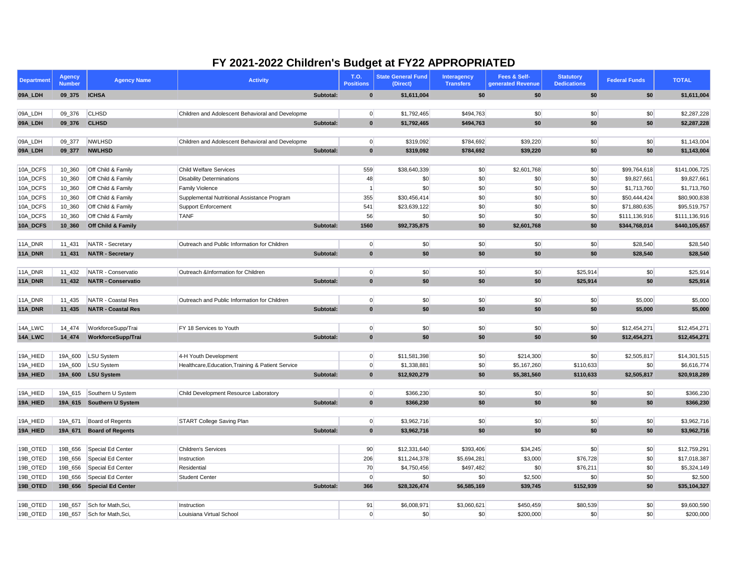# FY 2021-2022 Children's Budget at FY22 APPROPRIATED

| Department | Agency Number | Agency Name | Activity | T.O. Positions | State General Fund (Direct) | Interagency Transfers | Fees & Self-generated Revenue | Statutory Dedications | Federal Funds | TOTAL |
|---|---|---|---|---|---|---|---|---|---|---|
| **09A_LDH** | **09_375** | **ICHSA** | **Subtotal:** | **0** | **$1,611,004** | **$0** | **$0** | **$0** | **$0** | **$1,611,004** |
| | | | | | | | | | | |
| 09A_LDH | 09_376 | CLHSD | Children and Adolescent Behavioral and Developme | 0 | $1,792,465 | $494,763 | $0 | $0 | $0 | $2,287,228 |
| **09A_LDH** | **09_376** | **CLHSD** | **Subtotal:** | **0** | **$1,792,465** | **$494,763** | **$0** | **$0** | **$0** | **$2,287,228** |
| | | | | | | | | | | |
| 09A_LDH | 09_377 | NWLHSD | Children and Adolescent Behavioral and Developme | 0 | $319,092 | $784,692 | $39,220 | $0 | $0 | $1,143,004 |
| **09A_LDH** | **09_377** | **NWLHSD** | **Subtotal:** | **0** | **$319,092** | **$784,692** | **$39,220** | **$0** | **$0** | **$1,143,004** |
| | | | | | | | | | | |
| 10A_DCFS | 10_360 | Off Child & Family | Child Welfare Services | 559 | $38,640,339 | $0 | $2,601,768 | $0 | $99,764,618 | $141,006,725 |
| 10A_DCFS | 10_360 | Off Child & Family | Disability Determinations | 48 | $0 | $0 | $0 | $0 | $9,827,661 | $9,827,661 |
| 10A_DCFS | 10_360 | Off Child & Family | Family Violence | 1 | $0 | $0 | $0 | $0 | $1,713,760 | $1,713,760 |
| 10A_DCFS | 10_360 | Off Child & Family | Supplemental Nutritional Assistance Program | 355 | $30,456,414 | $0 | $0 | $0 | $50,444,424 | $80,900,838 |
| 10A_DCFS | 10_360 | Off Child & Family | Support Enforcement | 541 | $23,639,122 | $0 | $0 | $0 | $71,880,635 | $95,519,757 |
| 10A_DCFS | 10_360 | Off Child & Family | TANF | 56 | $0 | $0 | $0 | $0 | $111,136,916 | $111,136,916 |
| **10A_DCFS** | **10_360** | **Off Child & Family** | **Subtotal:** | **1560** | **$92,735,875** | **$0** | **$2,601,768** | **$0** | **$344,768,014** | **$440,105,657** |
| | | | | | | | | | | |
| 11A_DNR | 11_431 | NATR - Secretary | Outreach and Public Information for Children | 0 | $0 | $0 | $0 | $0 | $28,540 | $28,540 |
| **11A_DNR** | **11_431** | **NATR - Secretary** | **Subtotal:** | **0** | **$0** | **$0** | **$0** | **$0** | **$28,540** | **$28,540** |
| | | | | | | | | | | |
| 11A_DNR | 11_432 | NATR - Conservatio | Outreach &Information for Children | 0 | $0 | $0 | $0 | $25,914 | $0 | $25,914 |
| **11A_DNR** | **11_432** | **NATR - Conservatio** | **Subtotal:** | **0** | **$0** | **$0** | **$0** | **$25,914** | **$0** | **$25,914** |
| | | | | | | | | | | |
| 11A_DNR | 11_435 | NATR - Coastal Res | Outreach and Public Information for Children | 0 | $0 | $0 | $0 | $0 | $5,000 | $5,000 |
| **11A_DNR** | **11_435** | **NATR - Coastal Res** | **Subtotal:** | **0** | **$0** | **$0** | **$0** | **$0** | **$5,000** | **$5,000** |
| | | | | | | | | | | |
| 14A_LWC | 14_474 | WorkforceSupp/Trai | FY 18 Services to Youth | 0 | $0 | $0 | $0 | $0 | $12,454,271 | $12,454,271 |
| **14A_LWC** | **14_474** | **WorkforceSupp/Trai** | **Subtotal:** | **0** | **$0** | **$0** | **$0** | **$0** | **$12,454,271** | **$12,454,271** |
| | | | | | | | | | | |
| 19A_HIED | 19A_600 | LSU System | 4-H Youth Development | 0 | $11,581,398 | $0 | $214,300 | $0 | $2,505,817 | $14,301,515 |
| 19A_HIED | 19A_600 | LSU System | Healthcare,Education,Training & Patient Service | 0 | $1,338,881 | $0 | $5,167,260 | $110,633 | $0 | $6,616,774 |
| **19A_HIED** | **19A_600** | **LSU System** | **Subtotal:** | **0** | **$12,920,279** | **$0** | **$5,381,560** | **$110,633** | **$2,505,817** | **$20,918,289** |
| | | | | | | | | | | |
| 19A_HIED | 19A_615 | Southern U System | Child Development Resource Laboratory | 0 | $366,230 | $0 | $0 | $0 | $0 | $366,230 |
| **19A_HIED** | **19A_615** | **Southern U System** | **Subtotal:** | **0** | **$366,230** | **$0** | **$0** | **$0** | **$0** | **$366,230** |
| | | | | | | | | | | |
| 19A_HIED | 19A_671 | Board of Regents | START College Saving Plan | 0 | $3,962,716 | $0 | $0 | $0 | $0 | $3,962,716 |
| **19A_HIED** | **19A_671** | **Board of Regents** | **Subtotal:** | **0** | **$3,962,716** | **$0** | **$0** | **$0** | **$0** | **$3,962,716** |
| | | | | | | | | | | |
| 19B_OTED | 19B_656 | Special Ed Center | Children's Services | 90 | $12,331,640 | $393,406 | $34,245 | $0 | $0 | $12,759,291 |
| 19B_OTED | 19B_656 | Special Ed Center | Instruction | 206 | $11,244,378 | $5,694,281 | $3,000 | $76,728 | $0 | $17,018,387 |
| 19B_OTED | 19B_656 | Special Ed Center | Residential | 70 | $4,750,456 | $497,482 | $0 | $76,211 | $0 | $5,324,149 |
| 19B_OTED | 19B_656 | Special Ed Center | Student Center | 0 | $0 | $0 | $2,500 | $0 | $0 | $2,500 |
| **19B_OTED** | **19B_656** | **Special Ed Center** | **Subtotal:** | **366** | **$28,326,474** | **$6,585,169** | **$39,745** | **$152,939** | **$0** | **$35,104,327** |
| | | | | | | | | | | |
| 19B_OTED | 19B_657 | Sch for Math,Sci, | Instruction | 91 | $6,008,971 | $3,060,621 | $450,459 | $80,539 | $0 | $9,600,590 |
| 19B_OTED | 19B_657 | Sch for Math,Sci, | Louisiana Virtual School | 0 | $0 | $0 | $200,000 | $0 | $0 | $200,000 |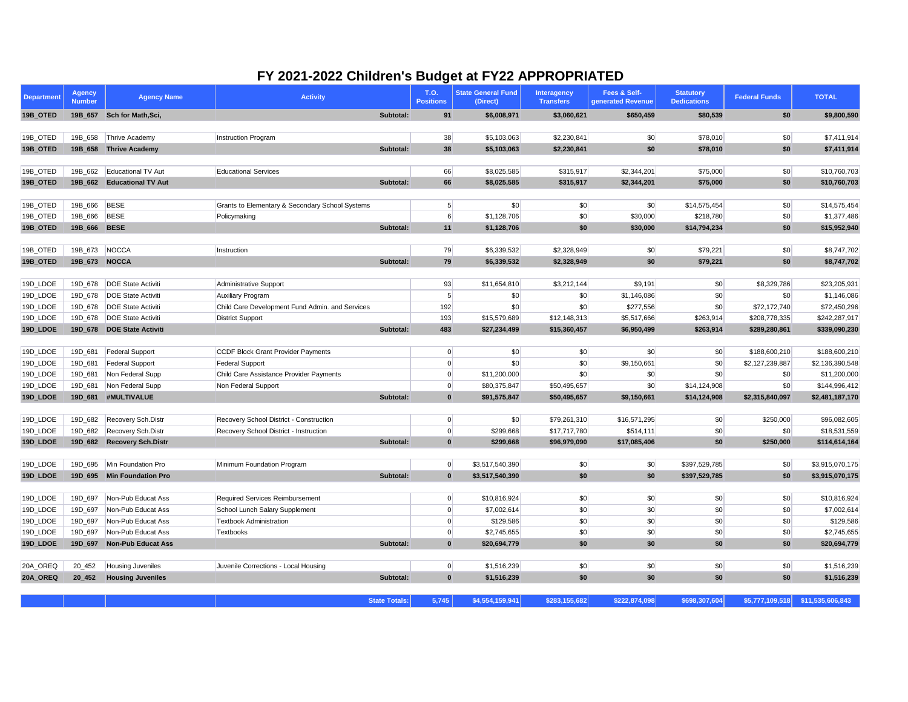# FY 2021-2022 Children's Budget at FY22 APPROPRIATED

| Department | Agency Number | Agency Name | Activity | T.O. Positions | State General Fund (Direct) | Interagency Transfers | Fees & Self-generated Revenue | Statutory Dedications | Federal Funds | TOTAL |
|---|---|---|---|---|---|---|---|---|---|---|
| **19B_OTED** | **19B_657** | **Sch for Math,Sci,** | **Subtotal:** | **91** | **$6,008,971** | **$3,060,621** | **$650,459** | **$80,539** | **$0** | **$9,800,590** |
| | | | | | | | | | | |
| 19B_OTED | 19B_658 | Thrive Academy | Instruction Program | 38 | $5,103,063 | $2,230,841 | $0 | $78,010 | $0 | $7,411,914 |
| **19B_OTED** | **19B_658** | **Thrive Academy** | **Subtotal:** | **38** | **$5,103,063** | **$2,230,841** | **$0** | **$78,010** | **$0** | **$7,411,914** |
| | | | | | | | | | | |
| 19B_OTED | 19B_662 | Educational TV Aut | Educational Services | 66 | $8,025,585 | $315,917 | $2,344,201 | $75,000 | $0 | $10,760,703 |
| **19B_OTED** | **19B_662** | **Educational TV Aut** | **Subtotal:** | **66** | **$8,025,585** | **$315,917** | **$2,344,201** | **$75,000** | **$0** | **$10,760,703** |
| | | | | | | | | | | |
| 19B_OTED | 19B_666 | BESE | Grants to Elementary & Secondary School Systems | 5 | $0 | $0 | $0 | $14,575,454 | $0 | $14,575,454 |
| 19B_OTED | 19B_666 | BESE | Policymaking | 6 | $1,128,706 | $0 | $30,000 | $218,780 | $0 | $1,377,486 |
| **19B_OTED** | **19B_666** | **BESE** | **Subtotal:** | **11** | **$1,128,706** | **$0** | **$30,000** | **$14,794,234** | **$0** | **$15,952,940** |
| | | | | | | | | | | |
| 19B_OTED | 19B_673 | NOCCA | Instruction | 79 | $6,339,532 | $2,328,949 | $0 | $79,221 | $0 | $8,747,702 |
| **19B_OTED** | **19B_673** | **NOCCA** | **Subtotal:** | **79** | **$6,339,532** | **$2,328,949** | **$0** | **$79,221** | **$0** | **$8,747,702** |
| | | | | | | | | | | |
| 19D_LDOE | 19D_678 | DOE State Activiti | Administrative Support | 93 | $11,654,810 | $3,212,144 | $9,191 | $0 | $8,329,786 | $23,205,931 |
| 19D_LDOE | 19D_678 | DOE State Activiti | Auxiliary Program | 5 | $0 | $0 | $1,146,086 | $0 | $0 | $1,146,086 |
| 19D_LDOE | 19D_678 | DOE State Activiti | Child Care Development Fund Admin. and Services | 192 | $0 | $0 | $277,556 | $0 | $72,172,740 | $72,450,296 |
| 19D_LDOE | 19D_678 | DOE State Activiti | District Support | 193 | $15,579,689 | $12,148,313 | $5,517,666 | $263,914 | $208,778,335 | $242,287,917 |
| **19D_LDOE** | **19D_678** | **DOE State Activiti** | **Subtotal:** | **483** | **$27,234,499** | **$15,360,457** | **$6,950,499** | **$263,914** | **$289,280,861** | **$339,090,230** |
| | | | | | | | | | | |
| 19D_LDOE | 19D_681 | Federal Support | CCDF Block Grant Provider Payments | 0 | $0 | $0 | $0 | $0 | $188,600,210 | $188,600,210 |
| 19D_LDOE | 19D_681 | Federal Support | Federal Support | 0 | $0 | $0 | $9,150,661 | $0 | $2,127,239,887 | $2,136,390,548 |
| 19D_LDOE | 19D_681 | Non Federal Supp | Child Care Assistance Provider Payments | 0 | $11,200,000 | $0 | $0 | $0 | $0 | $11,200,000 |
| 19D_LDOE | 19D_681 | Non Federal Supp | Non Federal Support | 0 | $80,375,847 | $50,495,657 | $0 | $14,124,908 | $0 | $144,996,412 |
| **19D_LDOE** | **19D_681** | **#MULTIVALUE** | **Subtotal:** | **0** | **$91,575,847** | **$50,495,657** | **$9,150,661** | **$14,124,908** | **$2,315,840,097** | **$2,481,187,170** |
| | | | | | | | | | | |
| 19D_LDOE | 19D_682 | Recovery Sch.Distr | Recovery School District - Construction | 0 | $0 | $79,261,310 | $16,571,295 | $0 | $250,000 | $96,082,605 |
| 19D_LDOE | 19D_682 | Recovery Sch.Distr | Recovery School District - Instruction | 0 | $299,668 | $17,717,780 | $514,111 | $0 | $0 | $18,531,559 |
| **19D_LDOE** | **19D_682** | **Recovery Sch.Distr** | **Subtotal:** | **0** | **$299,668** | **$96,979,090** | **$17,085,406** | **$0** | **$250,000** | **$114,614,164** |
| | | | | | | | | | | |
| 19D_LDOE | 19D_695 | Min Foundation Pro | Minimum Foundation Program | 0 | $3,517,540,390 | $0 | $0 | $397,529,785 | $0 | $3,915,070,175 |
| **19D_LDOE** | **19D_695** | **Min Foundation Pro** | **Subtotal:** | **0** | **$3,517,540,390** | **$0** | **$0** | **$397,529,785** | **$0** | **$3,915,070,175** |
| | | | | | | | | | | |
| 19D_LDOE | 19D_697 | Non-Pub Educat Ass | Required Services Reimbursement | 0 | $10,816,924 | $0 | $0 | $0 | $0 | $10,816,924 |
| 19D_LDOE | 19D_697 | Non-Pub Educat Ass | School Lunch Salary Supplement | 0 | $7,002,614 | $0 | $0 | $0 | $0 | $7,002,614 |
| 19D_LDOE | 19D_697 | Non-Pub Educat Ass | Textbook Administration | 0 | $129,586 | $0 | $0 | $0 | $0 | $129,586 |
| 19D_LDOE | 19D_697 | Non-Pub Educat Ass | Textbooks | 0 | $2,745,655 | $0 | $0 | $0 | $0 | $2,745,655 |
| **19D_LDOE** | **19D_697** | **Non-Pub Educat Ass** | **Subtotal:** | **0** | **$20,694,779** | **$0** | **$0** | **$0** | **$0** | **$20,694,779** |
| | | | | | | | | | | |
| 20A_OREQ | 20_452 | Housing Juveniles | Juvenile Corrections - Local Housing | 0 | $1,516,239 | $0 | $0 | $0 | $0 | $1,516,239 |
| **20A_OREQ** | **20_452** | **Housing Juveniles** | **Subtotal:** | **0** | **$1,516,239** | **$0** | **$0** | **$0** | **$0** | **$1,516,239** |
| | | | | | | | | | | |
| | | | **State Totals:** | **5,745** | **$4,554,159,941** | **$283,155,682** | **$222,874,098** | **$698,307,604** | **$5,777,109,518** | **$11,535,606,843** |